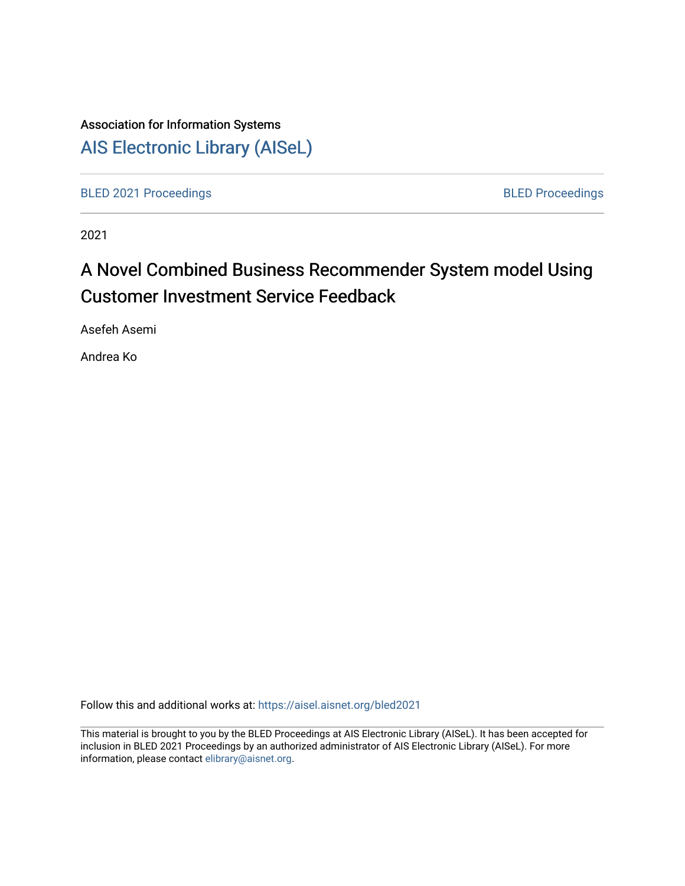Association for Information Systems

[AIS Electronic Library (AISeL)](https://aisel.aisnet.org/)

[BLED 2021 Proceedings](https://aisel.aisnet.org/bled2021)

[BLED Proceedings](https://aisel.aisnet.org/bled)

2021

# A Novel Combined Business Recommender System model Using Customer Investment Service Feedback

Asefeh Asemi

Andrea Ko

Follow this and additional works at: https://aisel.aisnet.org/bled2021

This material is brought to you by the BLED Proceedings at AIS Electronic Library (AISeL). It has been accepted for inclusion in BLED 2021 Proceedings by an authorized administrator of AIS Electronic Library (AISeL). For more information, please contact elibrary@aisnet.org.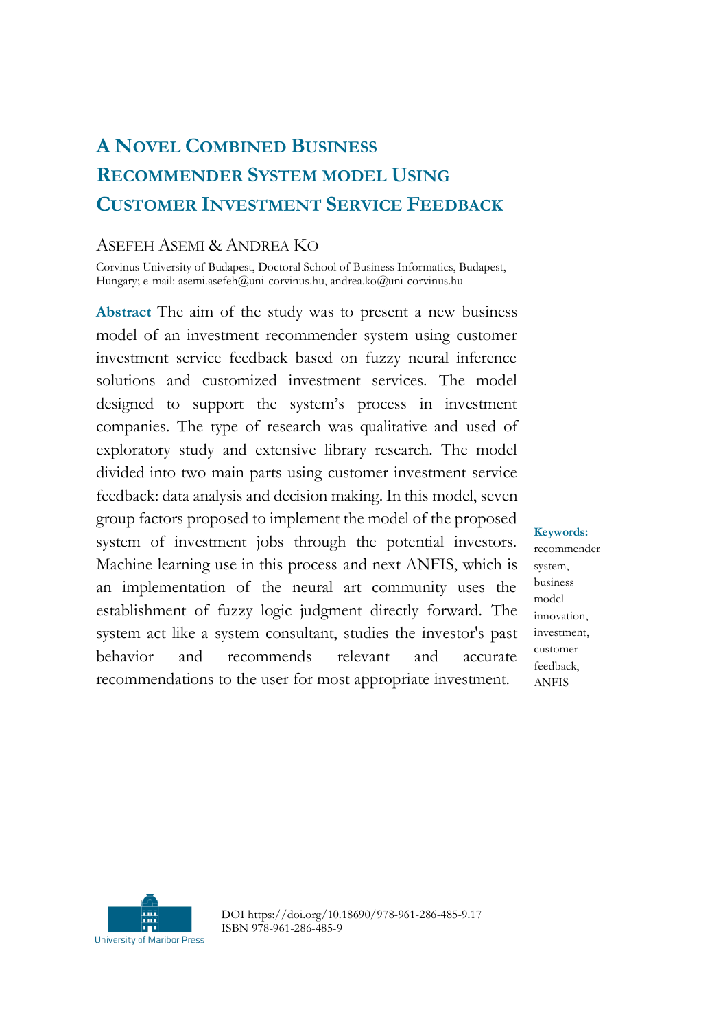# A NOVEL COMBINED BUSINESS RECOMMENDER SYSTEM MODEL USING CUSTOMER INVESTMENT SERVICE FEEDBACK

ASEFEH ASEMI & ANDREA KO

Corvinus University of Budapest, Doctoral School of Business Informatics, Budapest, Hungary; e-mail: asemi.asefeh@uni-corvinus.hu, andrea.ko@uni-corvinus.hu

**Abstract** The aim of the study was to present a new business model of an investment recommender system using customer investment service feedback based on fuzzy neural inference solutions and customized investment services. The model designed to support the system's process in investment companies. The type of research was qualitative and used of exploratory study and extensive library research. The model divided into two main parts using customer investment service feedback: data analysis and decision making. In this model, seven group factors proposed to implement the model of the proposed system of investment jobs through the potential investors. Machine learning use in this process and next ANFIS, which is an implementation of the neural art community uses the establishment of fuzzy logic judgment directly forward. The system act like a system consultant, studies the investor's past behavior and recommends relevant and accurate recommendations to the user for most appropriate investment.

**Keywords:** recommender system, business model innovation, investment, customer feedback, ANFIS

DOI https://doi.org/10.18690/978-961-286-485-9.17
ISBN 978-961-286-485-9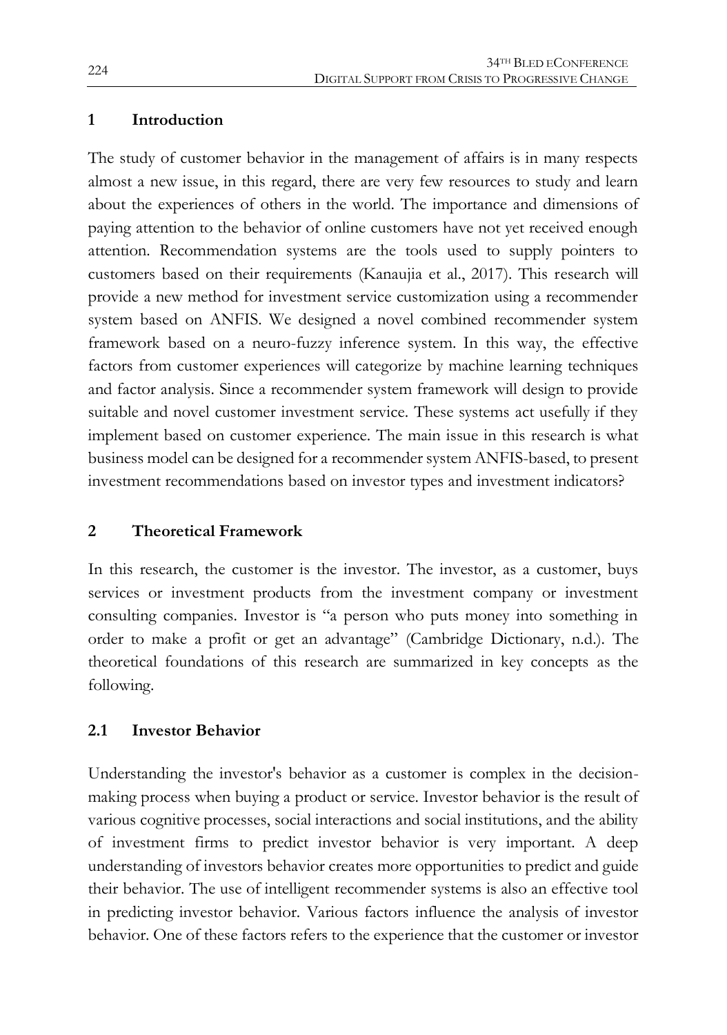## 1 Introduction

The study of customer behavior in the management of affairs is in many respects almost a new issue, in this regard, there are very few resources to study and learn about the experiences of others in the world. The importance and dimensions of paying attention to the behavior of online customers have not yet received enough attention. Recommendation systems are the tools used to supply pointers to customers based on their requirements (Kanaujia et al., 2017). This research will provide a new method for investment service customization using a recommender system based on ANFIS. We designed a novel combined recommender system framework based on a neuro-fuzzy inference system. In this way, the effective factors from customer experiences will categorize by machine learning techniques and factor analysis. Since a recommender system framework will design to provide suitable and novel customer investment service. These systems act usefully if they implement based on customer experience. The main issue in this research is what business model can be designed for a recommender system ANFIS-based, to present investment recommendations based on investor types and investment indicators?

## 2 Theoretical Framework

In this research, the customer is the investor. The investor, as a customer, buys services or investment products from the investment company or investment consulting companies. Investor is "a person who puts money into something in order to make a profit or get an advantage" (Cambridge Dictionary, n.d.). The theoretical foundations of this research are summarized in key concepts as the following.

### 2.1 Investor Behavior

Understanding the investor's behavior as a customer is complex in the decision-making process when buying a product or service. Investor behavior is the result of various cognitive processes, social interactions and social institutions, and the ability of investment firms to predict investor behavior is very important. A deep understanding of investors behavior creates more opportunities to predict and guide their behavior. The use of intelligent recommender systems is also an effective tool in predicting investor behavior. Various factors influence the analysis of investor behavior. One of these factors refers to the experience that the customer or investor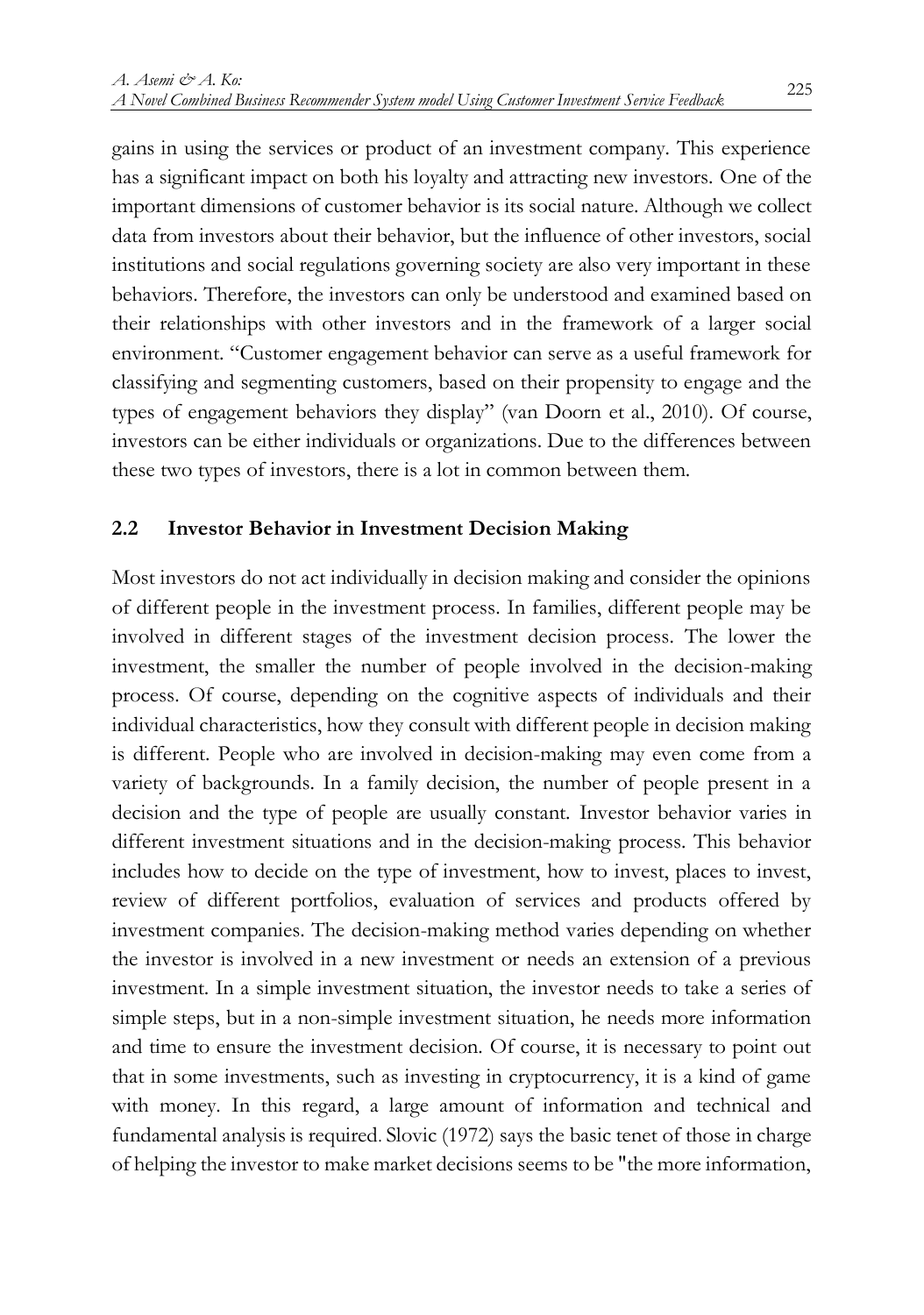gains in using the services or product of an investment company. This experience has a significant impact on both his loyalty and attracting new investors. One of the important dimensions of customer behavior is its social nature. Although we collect data from investors about their behavior, but the influence of other investors, social institutions and social regulations governing society are also very important in these behaviors. Therefore, the investors can only be understood and examined based on their relationships with other investors and in the framework of a larger social environment. "Customer engagement behavior can serve as a useful framework for classifying and segmenting customers, based on their propensity to engage and the types of engagement behaviors they display" (van Doorn et al., 2010). Of course, investors can be either individuals or organizations. Due to the differences between these two types of investors, there is a lot in common between them.

## 2.2 Investor Behavior in Investment Decision Making

Most investors do not act individually in decision making and consider the opinions of different people in the investment process. In families, different people may be involved in different stages of the investment decision process. The lower the investment, the smaller the number of people involved in the decision-making process. Of course, depending on the cognitive aspects of individuals and their individual characteristics, how they consult with different people in decision making is different. People who are involved in decision-making may even come from a variety of backgrounds. In a family decision, the number of people present in a decision and the type of people are usually constant. Investor behavior varies in different investment situations and in the decision-making process. This behavior includes how to decide on the type of investment, how to invest, places to invest, review of different portfolios, evaluation of services and products offered by investment companies. The decision-making method varies depending on whether the investor is involved in a new investment or needs an extension of a previous investment. In a simple investment situation, the investor needs to take a series of simple steps, but in a non-simple investment situation, he needs more information and time to ensure the investment decision. Of course, it is necessary to point out that in some investments, such as investing in cryptocurrency, it is a kind of game with money. In this regard, a large amount of information and technical and fundamental analysis is required. Slovic (1972) says the basic tenet of those in charge of helping the investor to make market decisions seems to be "the more information,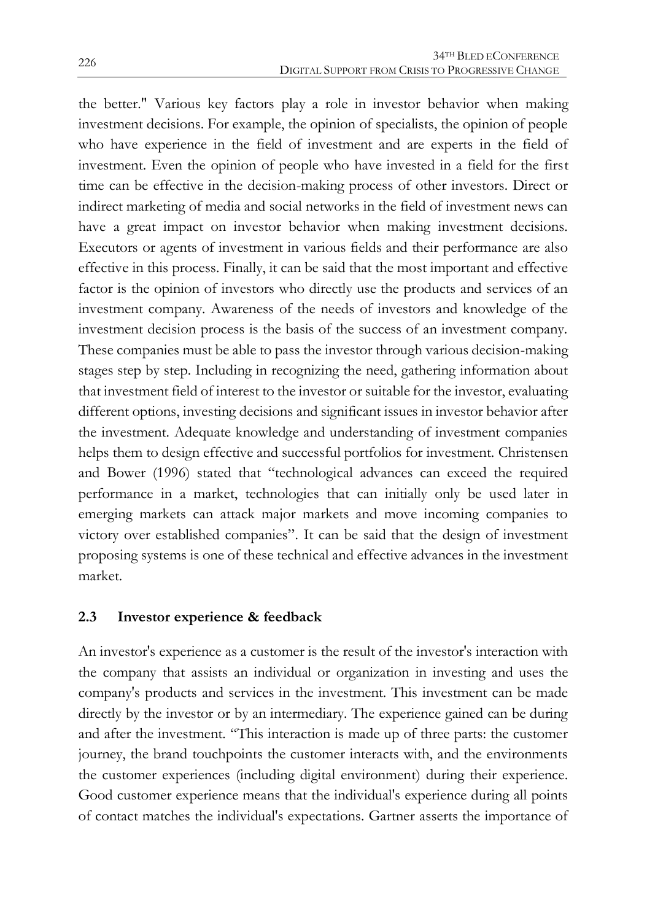the better." Various key factors play a role in investor behavior when making investment decisions. For example, the opinion of specialists, the opinion of people who have experience in the field of investment and are experts in the field of investment. Even the opinion of people who have invested in a field for the first time can be effective in the decision-making process of other investors. Direct or indirect marketing of media and social networks in the field of investment news can have a great impact on investor behavior when making investment decisions. Executors or agents of investment in various fields and their performance are also effective in this process. Finally, it can be said that the most important and effective factor is the opinion of investors who directly use the products and services of an investment company. Awareness of the needs of investors and knowledge of the investment decision process is the basis of the success of an investment company. These companies must be able to pass the investor through various decision-making stages step by step. Including in recognizing the need, gathering information about that investment field of interest to the investor or suitable for the investor, evaluating different options, investing decisions and significant issues in investor behavior after the investment. Adequate knowledge and understanding of investment companies helps them to design effective and successful portfolios for investment. Christensen and Bower (1996) stated that "technological advances can exceed the required performance in a market, technologies that can initially only be used later in emerging markets can attack major markets and move incoming companies to victory over established companies". It can be said that the design of investment proposing systems is one of these technical and effective advances in the investment market.

## 2.3 Investor experience & feedback

An investor's experience as a customer is the result of the investor's interaction with the company that assists an individual or organization in investing and uses the company's products and services in the investment. This investment can be made directly by the investor or by an intermediary. The experience gained can be during and after the investment. "This interaction is made up of three parts: the customer journey, the brand touchpoints the customer interacts with, and the environments the customer experiences (including digital environment) during their experience. Good customer experience means that the individual's experience during all points of contact matches the individual's expectations. Gartner asserts the importance of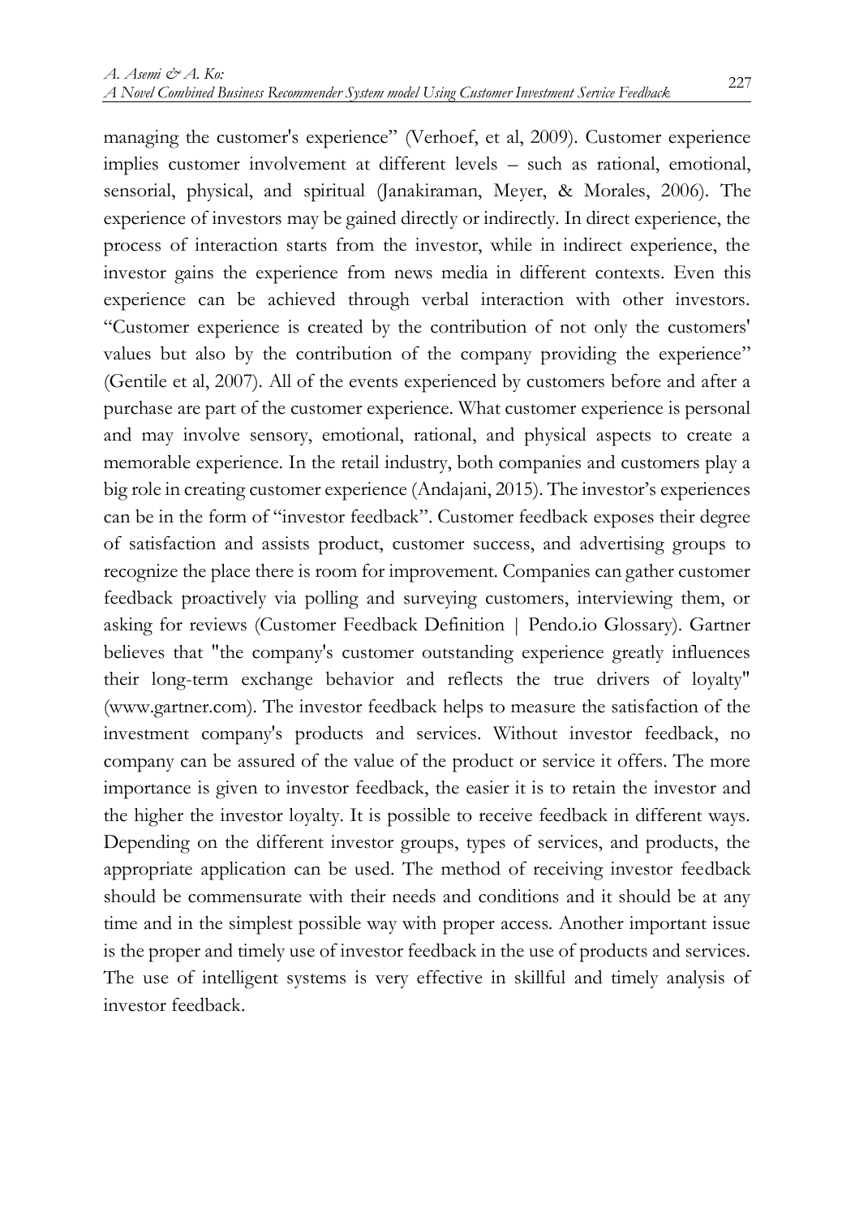managing the customer's experience" (Verhoef, et al, 2009). Customer experience implies customer involvement at different levels – such as rational, emotional, sensorial, physical, and spiritual (Janakiraman, Meyer, & Morales, 2006). The experience of investors may be gained directly or indirectly. In direct experience, the process of interaction starts from the investor, while in indirect experience, the investor gains the experience from news media in different contexts. Even this experience can be achieved through verbal interaction with other investors. "Customer experience is created by the contribution of not only the customers' values but also by the contribution of the company providing the experience" (Gentile et al, 2007). All of the events experienced by customers before and after a purchase are part of the customer experience. What customer experience is personal and may involve sensory, emotional, rational, and physical aspects to create a memorable experience. In the retail industry, both companies and customers play a big role in creating customer experience (Andajani, 2015). The investor's experiences can be in the form of "investor feedback". Customer feedback exposes their degree of satisfaction and assists product, customer success, and advertising groups to recognize the place there is room for improvement. Companies can gather customer feedback proactively via polling and surveying customers, interviewing them, or asking for reviews (Customer Feedback Definition | Pendo.io Glossary). Gartner believes that "the company's customer outstanding experience greatly influences their long-term exchange behavior and reflects the true drivers of loyalty" (www.gartner.com). The investor feedback helps to measure the satisfaction of the investment company's products and services. Without investor feedback, no company can be assured of the value of the product or service it offers. The more importance is given to investor feedback, the easier it is to retain the investor and the higher the investor loyalty. It is possible to receive feedback in different ways. Depending on the different investor groups, types of services, and products, the appropriate application can be used. The method of receiving investor feedback should be commensurate with their needs and conditions and it should be at any time and in the simplest possible way with proper access. Another important issue is the proper and timely use of investor feedback in the use of products and services. The use of intelligent systems is very effective in skillful and timely analysis of investor feedback.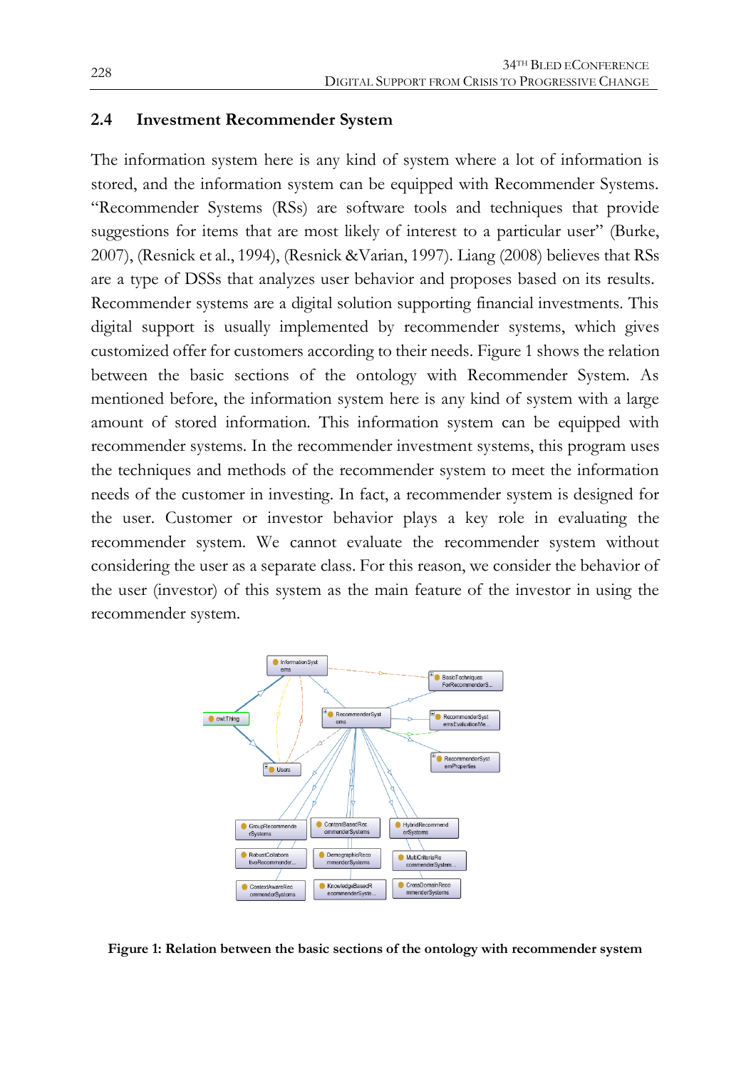## 2.4 Investment Recommender System

The information system here is any kind of system where a lot of information is stored, and the information system can be equipped with Recommender Systems. "Recommender Systems (RSs) are software tools and techniques that provide suggestions for items that are most likely of interest to a particular user" (Burke, 2007), (Resnick et al., 1994), (Resnick &Varian, 1997). Liang (2008) believes that RSs are a type of DSSs that analyzes user behavior and proposes based on its results. Recommender systems are a digital solution supporting financial investments. This digital support is usually implemented by recommender systems, which gives customized offer for customers according to their needs. Figure 1 shows the relation between the basic sections of the ontology with Recommender System. As mentioned before, the information system here is any kind of system with a large amount of stored information. This information system can be equipped with recommender systems. In the recommender investment systems, this program uses the techniques and methods of the recommender system to meet the information needs of the customer in investing. In fact, a recommender system is designed for the user. Customer or investor behavior plays a key role in evaluating the recommender system. We cannot evaluate the recommender system without considering the user as a separate class. For this reason, we consider the behavior of the user (investor) of this system as the main feature of the investor in using the recommender system.

InformationSystems
BasicTechniquesForRecommenderS...
owl:Thing
RecommenderSystems
RecommenderSystemsEvaluationMe...
RecommenderSystemProperties
Users
GroupRecommenderSystems
ContentBasedRecommenderSystems
HybridRecommenderSystems
RobustCollaborativeRecommender...
DemographicRecommenderSystems
MultiCriteriaRecommenderSystem...
ContextAwareRecommenderSystems
KnowledgeBasedRecommenderSyste...
CrossDomainRecommenderSystems

**Figure 1: Relation between the basic sections of the ontology with recommender system**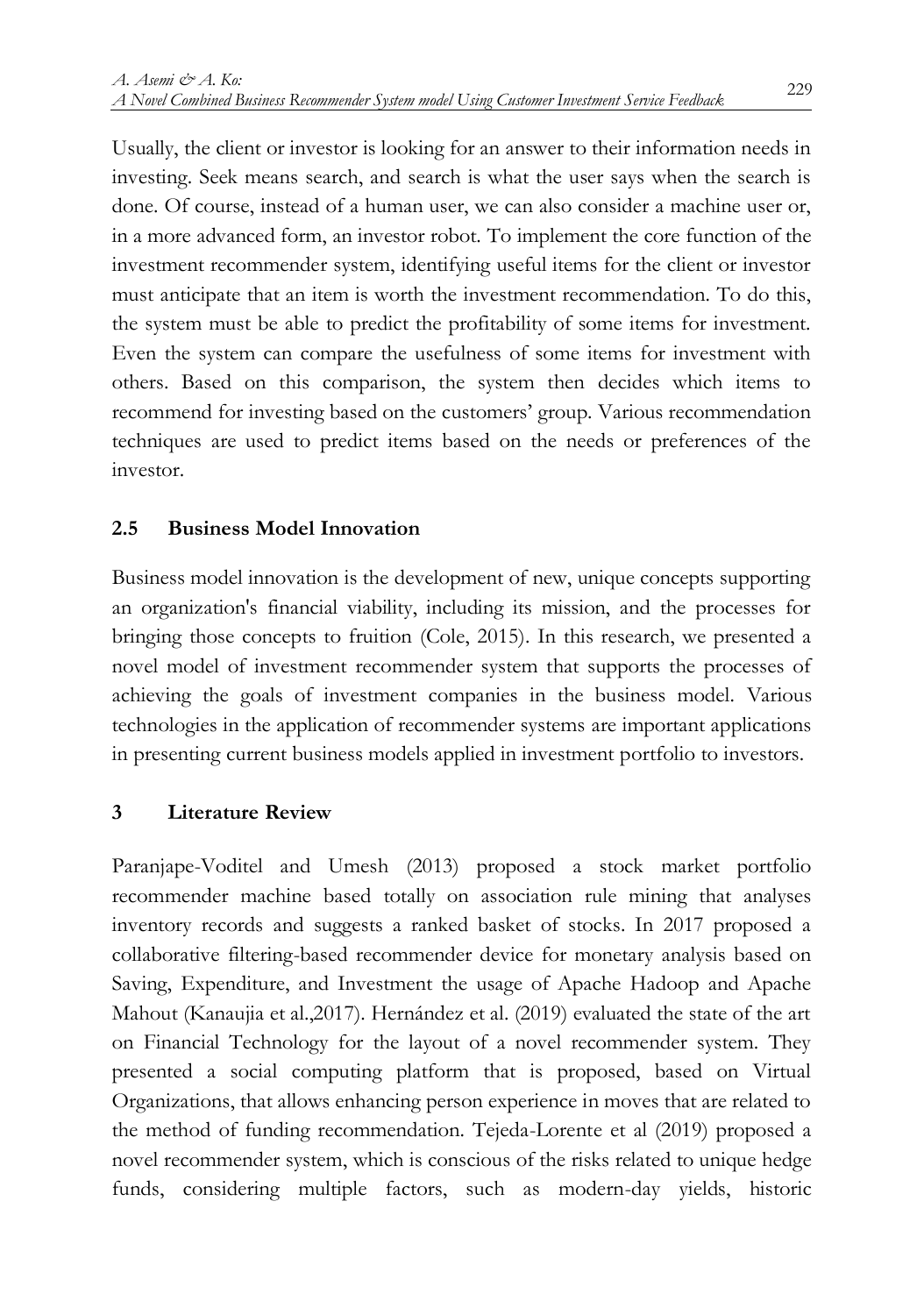Usually, the client or investor is looking for an answer to their information needs in investing. Seek means search, and search is what the user says when the search is done. Of course, instead of a human user, we can also consider a machine user or, in a more advanced form, an investor robot. To implement the core function of the investment recommender system, identifying useful items for the client or investor must anticipate that an item is worth the investment recommendation. To do this, the system must be able to predict the profitability of some items for investment. Even the system can compare the usefulness of some items for investment with others. Based on this comparison, the system then decides which items to recommend for investing based on the customers' group. Various recommendation techniques are used to predict items based on the needs or preferences of the investor.

### 2.5 Business Model Innovation

Business model innovation is the development of new, unique concepts supporting an organization's financial viability, including its mission, and the processes for bringing those concepts to fruition (Cole, 2015). In this research, we presented a novel model of investment recommender system that supports the processes of achieving the goals of investment companies in the business model. Various technologies in the application of recommender systems are important applications in presenting current business models applied in investment portfolio to investors.

## 3 Literature Review

Paranjape-Voditel and Umesh (2013) proposed a stock market portfolio recommender machine based totally on association rule mining that analyses inventory records and suggests a ranked basket of stocks. In 2017 proposed a collaborative filtering-based recommender device for monetary analysis based on Saving, Expenditure, and Investment the usage of Apache Hadoop and Apache Mahout (Kanaujia et al.,2017). Hernández et al. (2019) evaluated the state of the art on Financial Technology for the layout of a novel recommender system. They presented a social computing platform that is proposed, based on Virtual Organizations, that allows enhancing person experience in moves that are related to the method of funding recommendation. Tejeda-Lorente et al (2019) proposed a novel recommender system, which is conscious of the risks related to unique hedge funds, considering multiple factors, such as modern-day yields, historic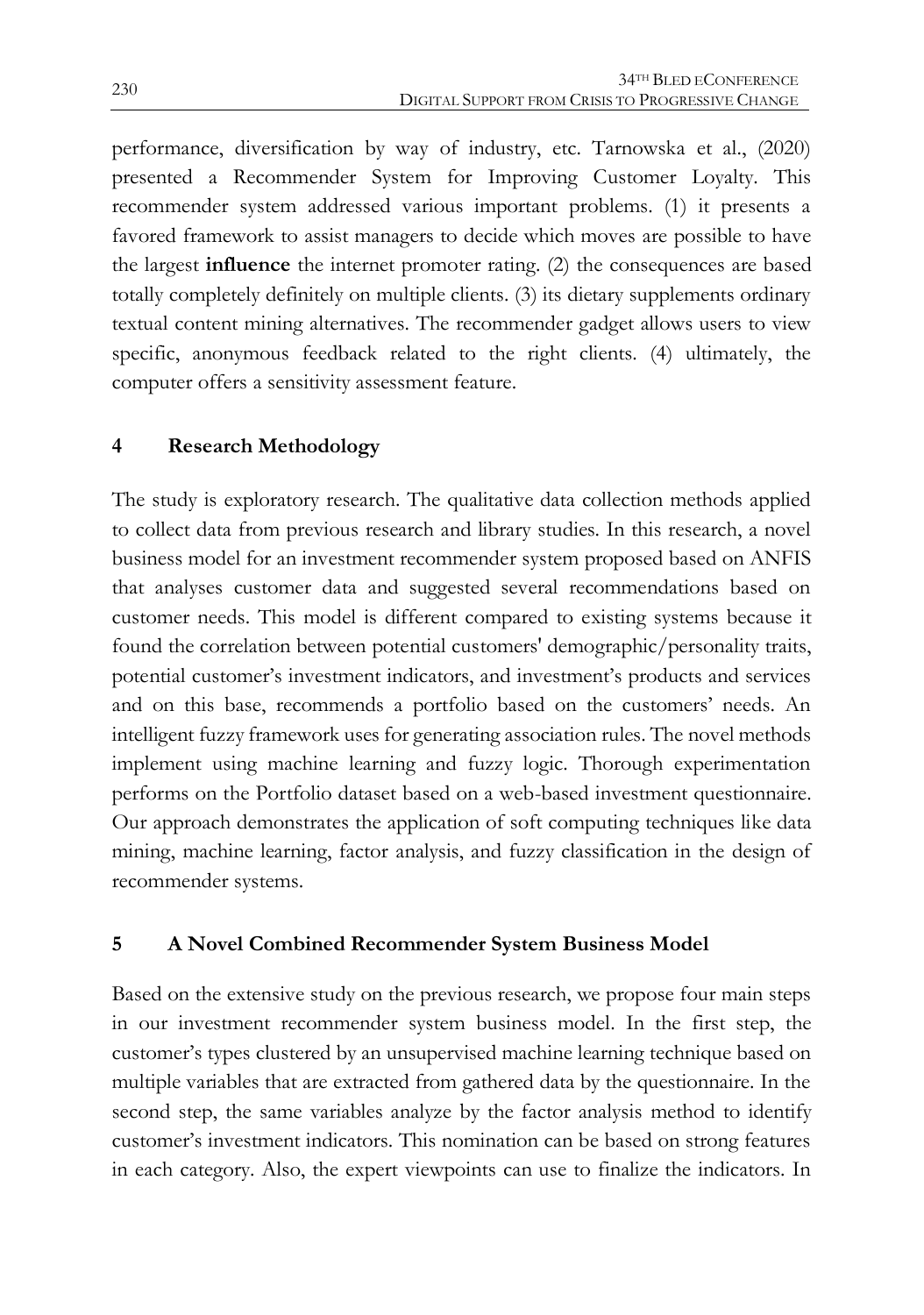performance, diversification by way of industry, etc. Tarnowska et al., (2020) presented a Recommender System for Improving Customer Loyalty. This recommender system addressed various important problems. (1) it presents a favored framework to assist managers to decide which moves are possible to have the largest **influence** the internet promoter rating. (2) the consequences are based totally completely definitely on multiple clients. (3) its dietary supplements ordinary textual content mining alternatives. The recommender gadget allows users to view specific, anonymous feedback related to the right clients. (4) ultimately, the computer offers a sensitivity assessment feature.

## 4 Research Methodology

The study is exploratory research. The qualitative data collection methods applied to collect data from previous research and library studies. In this research, a novel business model for an investment recommender system proposed based on ANFIS that analyses customer data and suggested several recommendations based on customer needs. This model is different compared to existing systems because it found the correlation between potential customers' demographic/personality traits, potential customer's investment indicators, and investment's products and services and on this base, recommends a portfolio based on the customers' needs. An intelligent fuzzy framework uses for generating association rules. The novel methods implement using machine learning and fuzzy logic. Thorough experimentation performs on the Portfolio dataset based on a web-based investment questionnaire. Our approach demonstrates the application of soft computing techniques like data mining, machine learning, factor analysis, and fuzzy classification in the design of recommender systems.

## 5 A Novel Combined Recommender System Business Model

Based on the extensive study on the previous research, we propose four main steps in our investment recommender system business model. In the first step, the customer's types clustered by an unsupervised machine learning technique based on multiple variables that are extracted from gathered data by the questionnaire. In the second step, the same variables analyze by the factor analysis method to identify customer's investment indicators. This nomination can be based on strong features in each category. Also, the expert viewpoints can use to finalize the indicators. In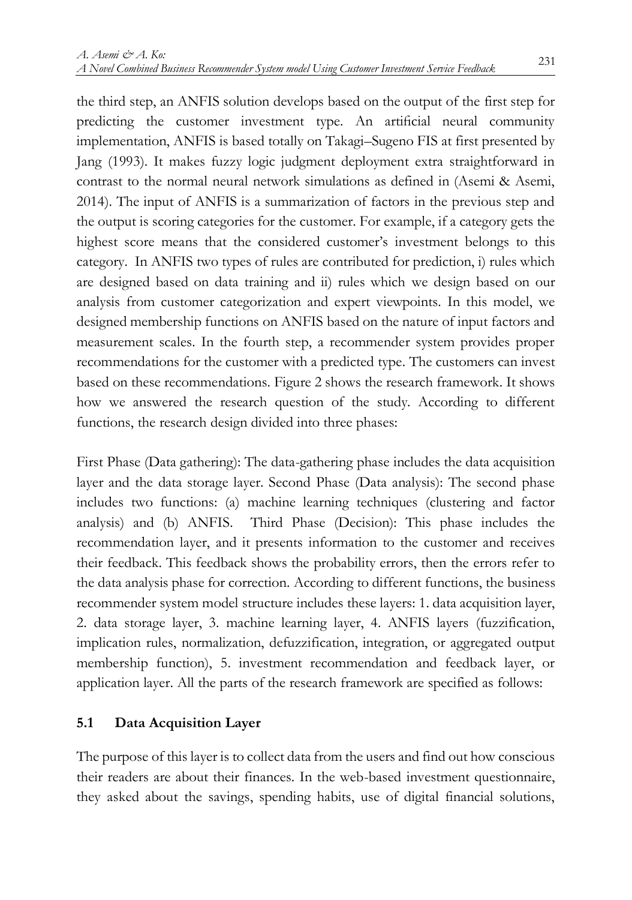the third step, an ANFIS solution develops based on the output of the first step for predicting the customer investment type. An artificial neural community implementation, ANFIS is based totally on Takagi–Sugeno FIS at first presented by Jang (1993). It makes fuzzy logic judgment deployment extra straightforward in contrast to the normal neural network simulations as defined in (Asemi & Asemi, 2014). The input of ANFIS is a summarization of factors in the previous step and the output is scoring categories for the customer. For example, if a category gets the highest score means that the considered customer's investment belongs to this category. In ANFIS two types of rules are contributed for prediction, i) rules which are designed based on data training and ii) rules which we design based on our analysis from customer categorization and expert viewpoints. In this model, we designed membership functions on ANFIS based on the nature of input factors and measurement scales. In the fourth step, a recommender system provides proper recommendations for the customer with a predicted type. The customers can invest based on these recommendations. Figure 2 shows the research framework. It shows how we answered the research question of the study. According to different functions, the research design divided into three phases:

First Phase (Data gathering): The data-gathering phase includes the data acquisition layer and the data storage layer. Second Phase (Data analysis): The second phase includes two functions: (a) machine learning techniques (clustering and factor analysis) and (b) ANFIS. Third Phase (Decision): This phase includes the recommendation layer, and it presents information to the customer and receives their feedback. This feedback shows the probability errors, then the errors refer to the data analysis phase for correction. According to different functions, the business recommender system model structure includes these layers: 1. data acquisition layer, 2. data storage layer, 3. machine learning layer, 4. ANFIS layers (fuzzification, implication rules, normalization, defuzzification, integration, or aggregated output membership function), 5. investment recommendation and feedback layer, or application layer. All the parts of the research framework are specified as follows:

### 5.1 Data Acquisition Layer

The purpose of this layer is to collect data from the users and find out how conscious their readers are about their finances. In the web-based investment questionnaire, they asked about the savings, spending habits, use of digital financial solutions,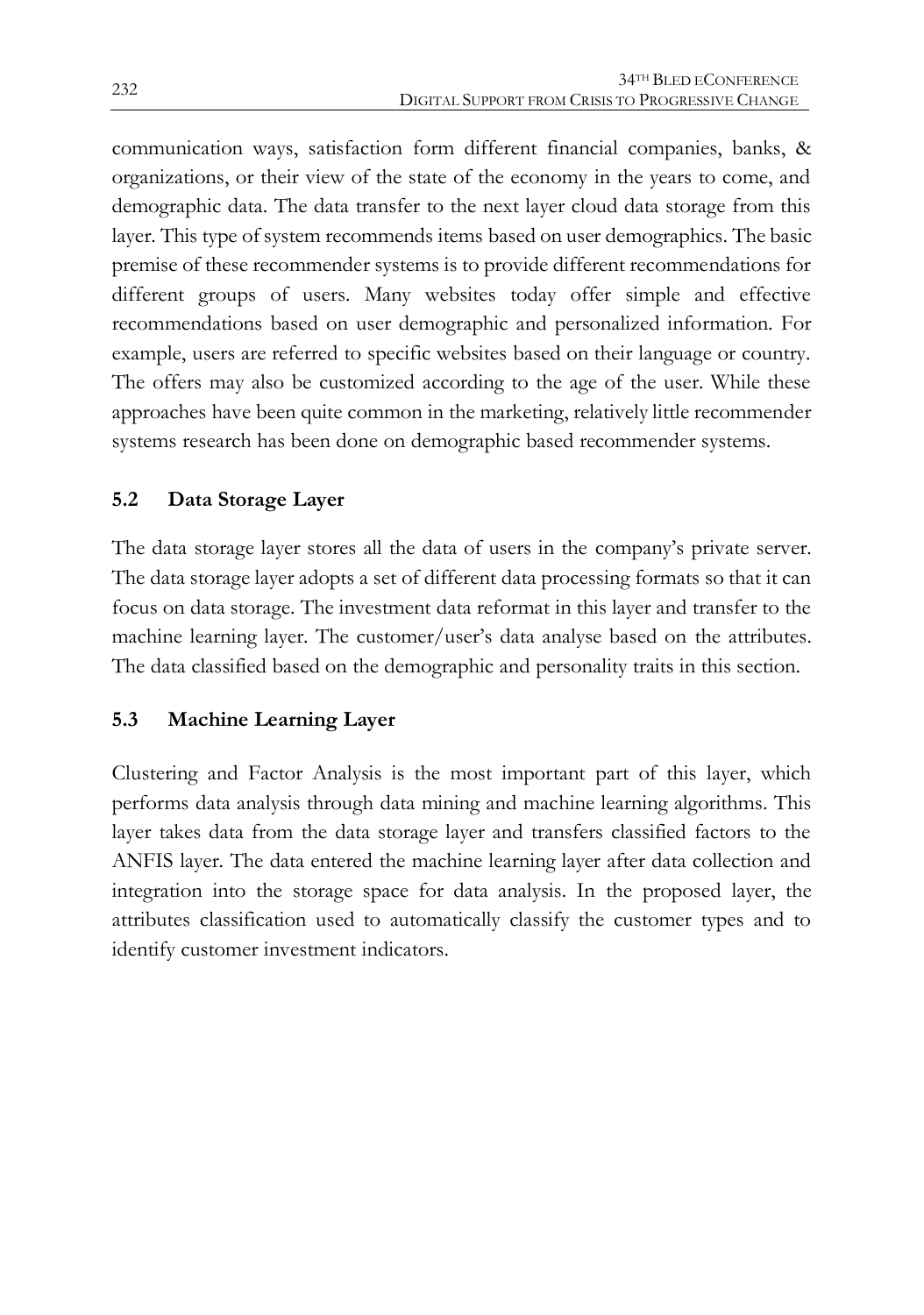communication ways, satisfaction form different financial companies, banks, & organizations, or their view of the state of the economy in the years to come, and demographic data. The data transfer to the next layer cloud data storage from this layer. This type of system recommends items based on user demographics. The basic premise of these recommender systems is to provide different recommendations for different groups of users. Many websites today offer simple and effective recommendations based on user demographic and personalized information. For example, users are referred to specific websites based on their language or country. The offers may also be customized according to the age of the user. While these approaches have been quite common in the marketing, relatively little recommender systems research has been done on demographic based recommender systems.

### 5.2 Data Storage Layer

The data storage layer stores all the data of users in the company's private server. The data storage layer adopts a set of different data processing formats so that it can focus on data storage. The investment data reformat in this layer and transfer to the machine learning layer. The customer/user's data analyse based on the attributes. The data classified based on the demographic and personality traits in this section.

### 5.3 Machine Learning Layer

Clustering and Factor Analysis is the most important part of this layer, which performs data analysis through data mining and machine learning algorithms. This layer takes data from the data storage layer and transfers classified factors to the ANFIS layer. The data entered the machine learning layer after data collection and integration into the storage space for data analysis. In the proposed layer, the attributes classification used to automatically classify the customer types and to identify customer investment indicators.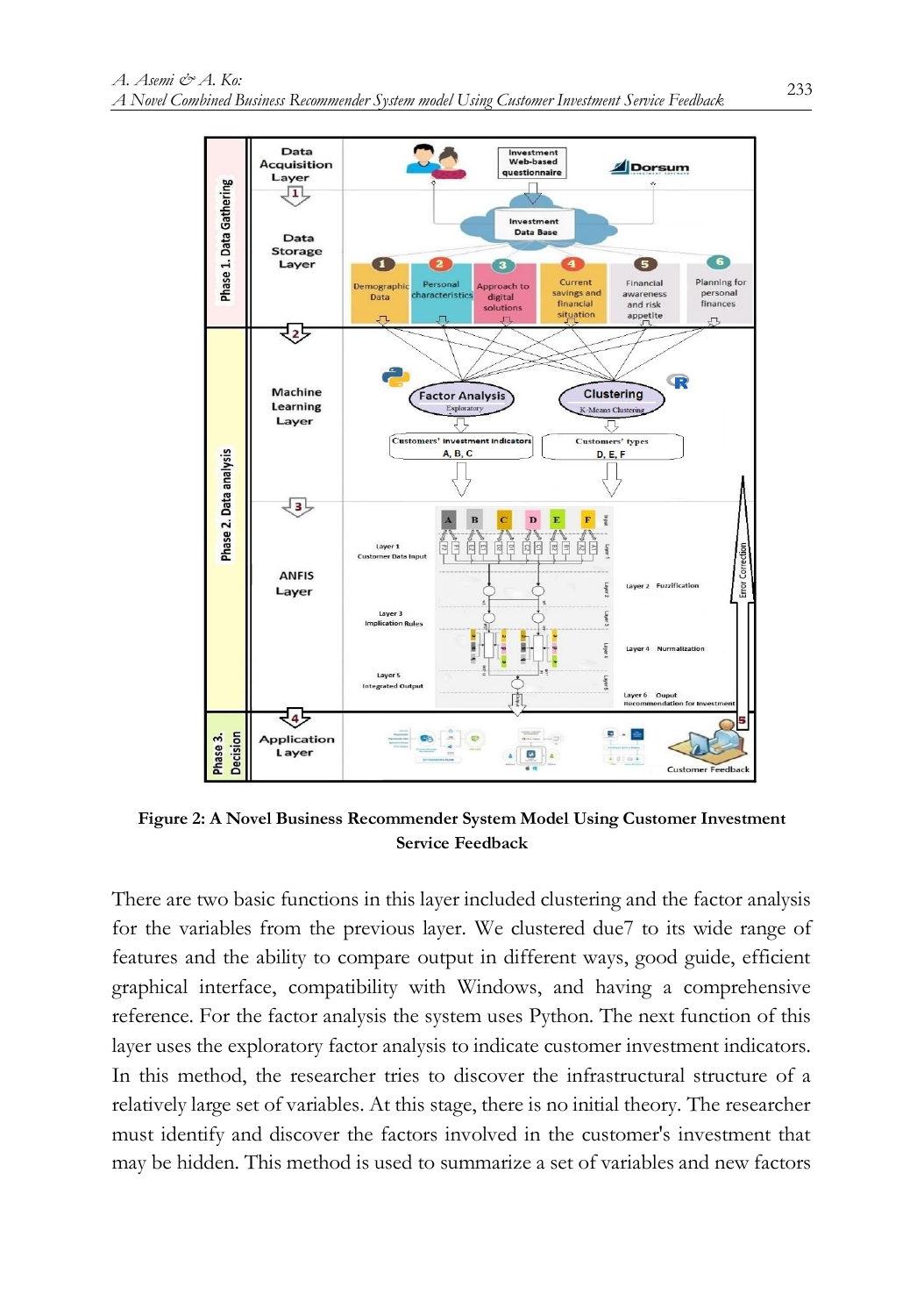**Figure 2: A Novel Business Recommender System Model Using Customer Investment Service Feedback**

There are two basic functions in this layer included clustering and the factor analysis for the variables from the previous layer. We clustered due7 to its wide range of features and the ability to compare output in different ways, good guide, efficient graphical interface, compatibility with Windows, and having a comprehensive reference. For the factor analysis the system uses Python. The next function of this layer uses the exploratory factor analysis to indicate customer investment indicators. In this method, the researcher tries to discover the infrastructural structure of a relatively large set of variables. At this stage, there is no initial theory. The researcher must identify and discover the factors involved in the customer's investment that may be hidden. This method is used to summarize a set of variables and new factors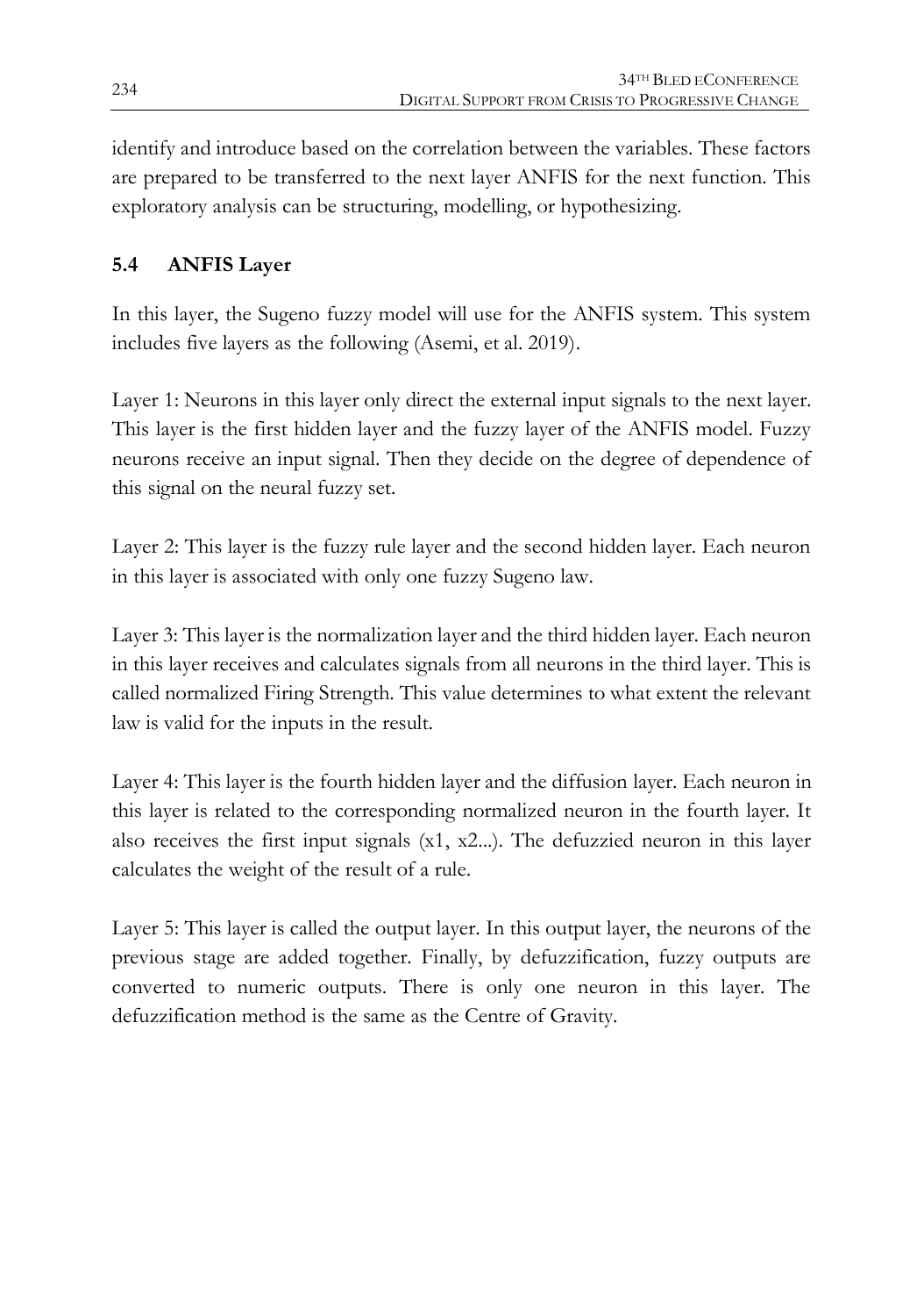identify and introduce based on the correlation between the variables. These factors are prepared to be transferred to the next layer ANFIS for the next function. This exploratory analysis can be structuring, modelling, or hypothesizing.

### 5.4 ANFIS Layer

In this layer, the Sugeno fuzzy model will use for the ANFIS system. This system includes five layers as the following (Asemi, et al. 2019).

Layer 1: Neurons in this layer only direct the external input signals to the next layer. This layer is the first hidden layer and the fuzzy layer of the ANFIS model. Fuzzy neurons receive an input signal. Then they decide on the degree of dependence of this signal on the neural fuzzy set.

Layer 2: This layer is the fuzzy rule layer and the second hidden layer. Each neuron in this layer is associated with only one fuzzy Sugeno law.

Layer 3: This layer is the normalization layer and the third hidden layer. Each neuron in this layer receives and calculates signals from all neurons in the third layer. This is called normalized Firing Strength. This value determines to what extent the relevant law is valid for the inputs in the result.

Layer 4: This layer is the fourth hidden layer and the diffusion layer. Each neuron in this layer is related to the corresponding normalized neuron in the fourth layer. It also receives the first input signals (x1, x2...). The defuzzied neuron in this layer calculates the weight of the result of a rule.

Layer 5: This layer is called the output layer. In this output layer, the neurons of the previous stage are added together. Finally, by defuzzification, fuzzy outputs are converted to numeric outputs. There is only one neuron in this layer. The defuzzification method is the same as the Centre of Gravity.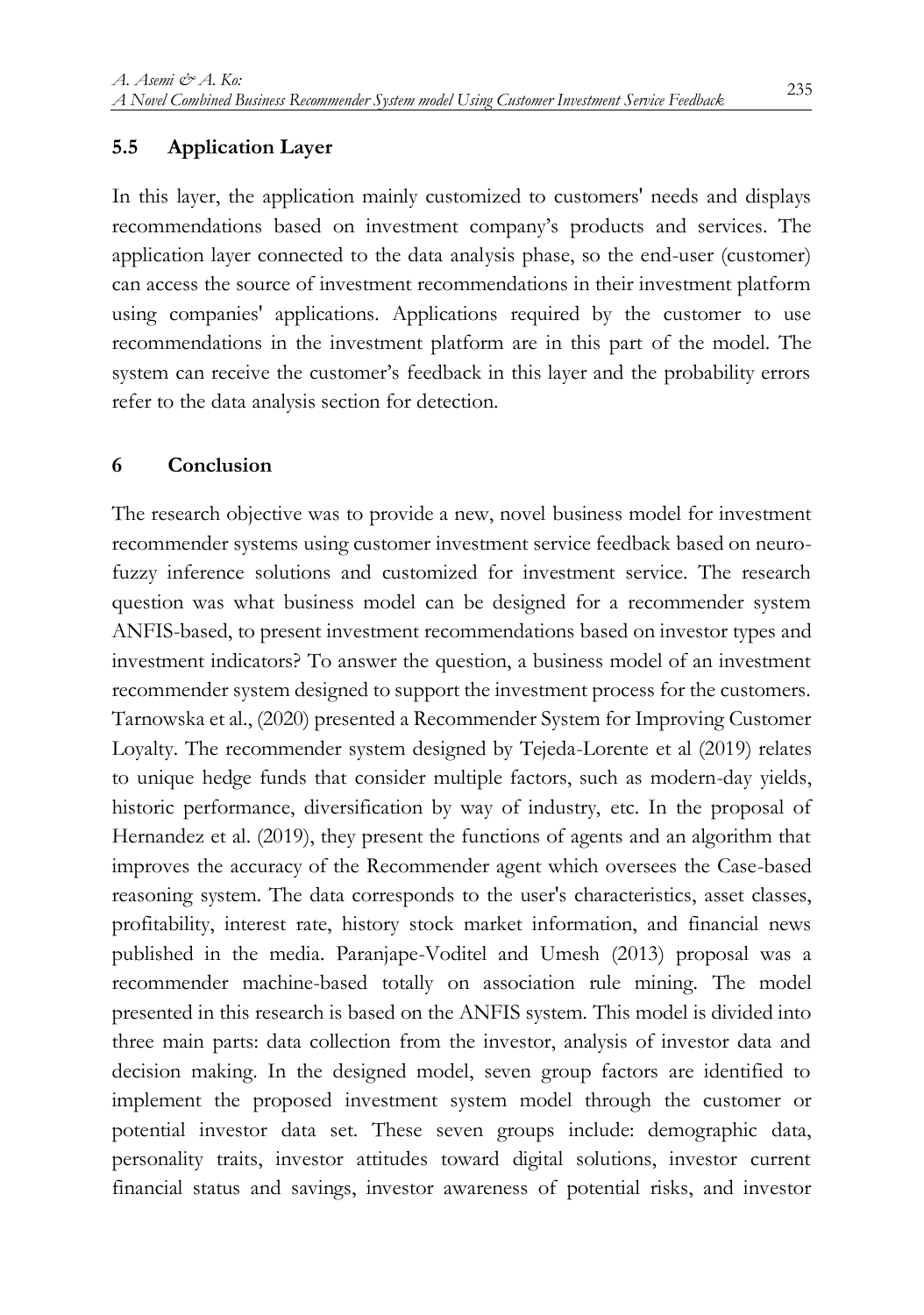## 5.5 Application Layer

In this layer, the application mainly customized to customers' needs and displays recommendations based on investment company's products and services. The application layer connected to the data analysis phase, so the end-user (customer) can access the source of investment recommendations in their investment platform using companies' applications. Applications required by the customer to use recommendations in the investment platform are in this part of the model. The system can receive the customer's feedback in this layer and the probability errors refer to the data analysis section for detection.

# 6 Conclusion

The research objective was to provide a new, novel business model for investment recommender systems using customer investment service feedback based on neuro-fuzzy inference solutions and customized for investment service. The research question was what business model can be designed for a recommender system ANFIS-based, to present investment recommendations based on investor types and investment indicators? To answer the question, a business model of an investment recommender system designed to support the investment process for the customers. Tarnowska et al., (2020) presented a Recommender System for Improving Customer Loyalty. The recommender system designed by Tejeda-Lorente et al (2019) relates to unique hedge funds that consider multiple factors, such as modern-day yields, historic performance, diversification by way of industry, etc. In the proposal of Hernandez et al. (2019), they present the functions of agents and an algorithm that improves the accuracy of the Recommender agent which oversees the Case-based reasoning system. The data corresponds to the user's characteristics, asset classes, profitability, interest rate, history stock market information, and financial news published in the media. Paranjape-Voditel and Umesh (2013) proposal was a recommender machine-based totally on association rule mining. The model presented in this research is based on the ANFIS system. This model is divided into three main parts: data collection from the investor, analysis of investor data and decision making. In the designed model, seven group factors are identified to implement the proposed investment system model through the customer or potential investor data set. These seven groups include: demographic data, personality traits, investor attitudes toward digital solutions, investor current financial status and savings, investor awareness of potential risks, and investor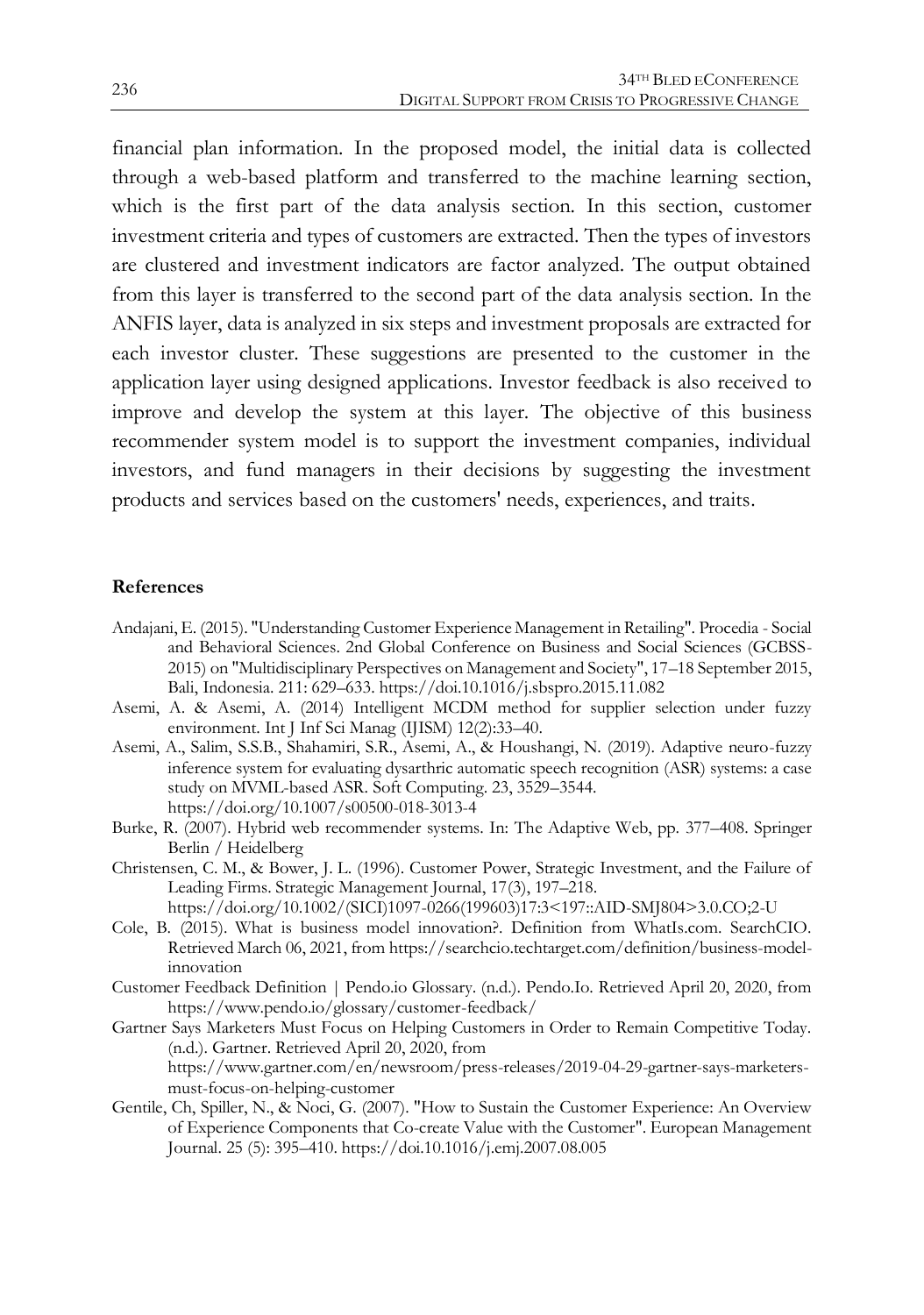financial plan information. In the proposed model, the initial data is collected through a web-based platform and transferred to the machine learning section, which is the first part of the data analysis section. In this section, customer investment criteria and types of customers are extracted. Then the types of investors are clustered and investment indicators are factor analyzed. The output obtained from this layer is transferred to the second part of the data analysis section. In the ANFIS layer, data is analyzed in six steps and investment proposals are extracted for each investor cluster. These suggestions are presented to the customer in the application layer using designed applications. Investor feedback is also received to improve and develop the system at this layer. The objective of this business recommender system model is to support the investment companies, individual investors, and fund managers in their decisions by suggesting the investment products and services based on the customers' needs, experiences, and traits.

**References**

Andajani, E. (2015). "Understanding Customer Experience Management in Retailing". Procedia - Social and Behavioral Sciences. 2nd Global Conference on Business and Social Sciences (GCBSS-2015) on "Multidisciplinary Perspectives on Management and Society", 17–18 September 2015, Bali, Indonesia. 211: 629–633. https://doi.10.1016/j.sbspro.2015.11.082

Asemi, A. & Asemi, A. (2014) Intelligent MCDM method for supplier selection under fuzzy environment. Int J Inf Sci Manag (IJISM) 12(2):33–40.

Asemi, A., Salim, S.S.B., Shahamiri, S.R., Asemi, A., & Houshangi, N. (2019). Adaptive neuro-fuzzy inference system for evaluating dysarthric automatic speech recognition (ASR) systems: a case study on MVML-based ASR. Soft Computing. 23, 3529–3544. https://doi.org/10.1007/s00500-018-3013-4

Burke, R. (2007). Hybrid web recommender systems. In: The Adaptive Web, pp. 377–408. Springer Berlin / Heidelberg

Christensen, C. M., & Bower, J. L. (1996). Customer Power, Strategic Investment, and the Failure of Leading Firms. Strategic Management Journal, 17(3), 197–218. https://doi.org/10.1002/(SICI)1097-0266(199603)17:3<197::AID-SMJ804>3.0.CO;2-U

Cole, B. (2015). What is business model innovation?. Definition from WhatIs.com. SearchCIO. Retrieved March 06, 2021, from https://searchcio.techtarget.com/definition/business-model-innovation

Customer Feedback Definition | Pendo.io Glossary. (n.d.). Pendo.Io. Retrieved April 20, 2020, from https://www.pendo.io/glossary/customer-feedback/

Gartner Says Marketers Must Focus on Helping Customers in Order to Remain Competitive Today. (n.d.). Gartner. Retrieved April 20, 2020, from https://www.gartner.com/en/newsroom/press-releases/2019-04-29-gartner-says-marketers-must-focus-on-helping-customer

Gentile, Ch, Spiller, N., & Noci, G. (2007). "How to Sustain the Customer Experience: An Overview of Experience Components that Co-create Value with the Customer". European Management Journal. 25 (5): 395–410. https://doi.org/10.1016/j.emj.2007.08.005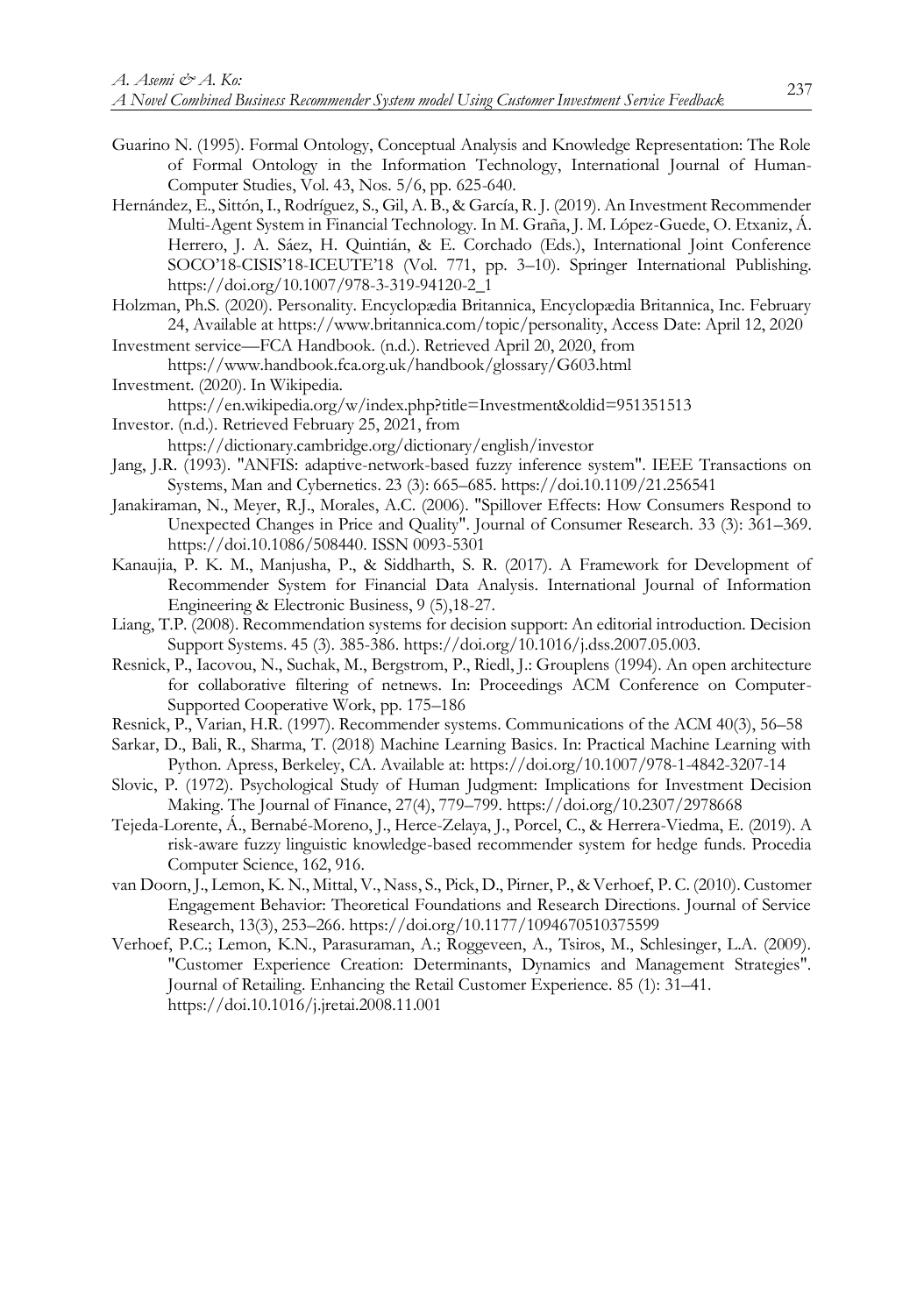Guarino N. (1995). Formal Ontology, Conceptual Analysis and Knowledge Representation: The Role of Formal Ontology in the Information Technology, International Journal of Human-Computer Studies, Vol. 43, Nos. 5/6, pp. 625-640.

Hernández, E., Sittón, I., Rodríguez, S., Gil, A. B., & García, R. J. (2019). An Investment Recommender Multi-Agent System in Financial Technology. In M. Graña, J. M. López-Guede, O. Etxaniz, Á. Herrero, J. A. Sáez, H. Quintián, & E. Corchado (Eds.), International Joint Conference SOCO'18-CISIS'18-ICEUTE'18 (Vol. 771, pp. 3–10). Springer International Publishing. https://doi.org/10.1007/978-3-319-94120-2_1

Holzman, Ph.S. (2020). Personality. Encyclopædia Britannica, Encyclopædia Britannica, Inc. February 24, Available at https://www.britannica.com/topic/personality, Access Date: April 12, 2020

Investment service—FCA Handbook. (n.d.). Retrieved April 20, 2020, from https://www.handbook.fca.org.uk/handbook/glossary/G603.html

Investment. (2020). In Wikipedia. https://en.wikipedia.org/w/index.php?title=Investment&oldid=951351513

Investor. (n.d.). Retrieved February 25, 2021, from https://dictionary.cambridge.org/dictionary/english/investor

Jang, J.R. (1993). "ANFIS: adaptive-network-based fuzzy inference system". IEEE Transactions on Systems, Man and Cybernetics. 23 (3): 665–685. https://doi.10.1109/21.256541

Janakiraman, N., Meyer, R.J., Morales, A.C. (2006). "Spillover Effects: How Consumers Respond to Unexpected Changes in Price and Quality". Journal of Consumer Research. 33 (3): 361–369. https://doi.10.1086/508440. ISSN 0093-5301

Kanaujia, P. K. M., Manjusha, P., & Siddharth, S. R. (2017). A Framework for Development of Recommender System for Financial Data Analysis. International Journal of Information Engineering & Electronic Business, 9 (5),18-27.

Liang, T.P. (2008). Recommendation systems for decision support: An editorial introduction. Decision Support Systems. 45 (3). 385-386. https://doi.org/10.1016/j.dss.2007.05.003.

Resnick, P., Iacovou, N., Suchak, M., Bergstrom, P., Riedl, J.: Grouplens (1994). An open architecture for collaborative filtering of netnews. In: Proceedings ACM Conference on Computer-Supported Cooperative Work, pp. 175–186

Resnick, P., Varian, H.R. (1997). Recommender systems. Communications of the ACM 40(3), 56–58

Sarkar, D., Bali, R., Sharma, T. (2018) Machine Learning Basics. In: Practical Machine Learning with Python. Apress, Berkeley, CA. Available at: https://doi.org/10.1007/978-1-4842-3207-14

Slovic, P. (1972). Psychological Study of Human Judgment: Implications for Investment Decision Making. The Journal of Finance, 27(4), 779–799. https://doi.org/10.2307/2978668

Tejeda-Lorente, Á., Bernabé-Moreno, J., Herce-Zelaya, J., Porcel, C., & Herrera-Viedma, E. (2019). A risk-aware fuzzy linguistic knowledge-based recommender system for hedge funds. Procedia Computer Science, 162, 916.

van Doorn, J., Lemon, K. N., Mittal, V., Nass, S., Pick, D., Pirner, P., & Verhoef, P. C. (2010). Customer Engagement Behavior: Theoretical Foundations and Research Directions. Journal of Service Research, 13(3), 253–266. https://doi.org/10.1177/1094670510375599

Verhoef, P.C.; Lemon, K.N., Parasuraman, A.; Roggeveen, A., Tsiros, M., Schlesinger, L.A. (2009). "Customer Experience Creation: Determinants, Dynamics and Management Strategies". Journal of Retailing. Enhancing the Retail Customer Experience. 85 (1): 31–41. https://doi.10.1016/j.jretai.2008.11.001